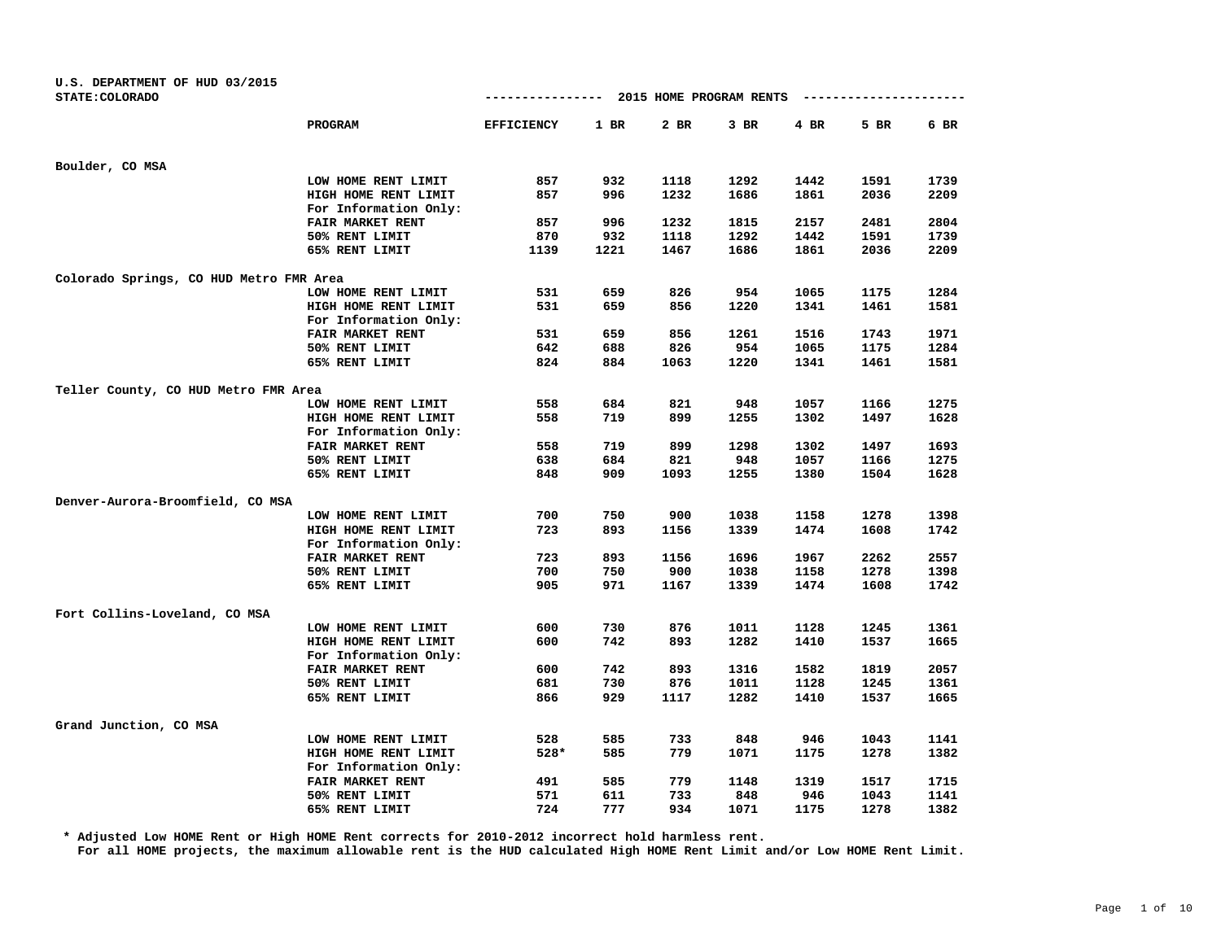U.S. DEPARTMENT OF HUD 03/2015

STATE:COLORADO

## 2015 HOME PROGRAM RENTS

| | PROGRAM | EFFICIENCY | 1 BR | 2 BR | 3 BR | 4 BR | 5 BR | 6 BR |
|---|---|---|---|---|---|---|---|---|
| Boulder, CO MSA | | | | | | | | |
| | LOW HOME RENT LIMIT | 857 | 932 | 1118 | 1292 | 1442 | 1591 | 1739 |
| | HIGH HOME RENT LIMIT | 857 | 996 | 1232 | 1686 | 1861 | 2036 | 2209 |
| | For Information Only: | | | | | | | |
| | FAIR MARKET RENT | 857 | 996 | 1232 | 1815 | 2157 | 2481 | 2804 |
| | 50% RENT LIMIT | 870 | 932 | 1118 | 1292 | 1442 | 1591 | 1739 |
| | 65% RENT LIMIT | 1139 | 1221 | 1467 | 1686 | 1861 | 2036 | 2209 |
| Colorado Springs, CO HUD Metro FMR Area | | | | | | | | |
| | LOW HOME RENT LIMIT | 531 | 659 | 826 | 954 | 1065 | 1175 | 1284 |
| | HIGH HOME RENT LIMIT | 531 | 659 | 856 | 1220 | 1341 | 1461 | 1581 |
| | For Information Only: | | | | | | | |
| | FAIR MARKET RENT | 531 | 659 | 856 | 1261 | 1516 | 1743 | 1971 |
| | 50% RENT LIMIT | 642 | 688 | 826 | 954 | 1065 | 1175 | 1284 |
| | 65% RENT LIMIT | 824 | 884 | 1063 | 1220 | 1341 | 1461 | 1581 |
| Teller County, CO HUD Metro FMR Area | | | | | | | | |
| | LOW HOME RENT LIMIT | 558 | 684 | 821 | 948 | 1057 | 1166 | 1275 |
| | HIGH HOME RENT LIMIT | 558 | 719 | 899 | 1255 | 1302 | 1497 | 1628 |
| | For Information Only: | | | | | | | |
| | FAIR MARKET RENT | 558 | 719 | 899 | 1298 | 1302 | 1497 | 1693 |
| | 50% RENT LIMIT | 638 | 684 | 821 | 948 | 1057 | 1166 | 1275 |
| | 65% RENT LIMIT | 848 | 909 | 1093 | 1255 | 1380 | 1504 | 1628 |
| Denver-Aurora-Broomfield, CO MSA | | | | | | | | |
| | LOW HOME RENT LIMIT | 700 | 750 | 900 | 1038 | 1158 | 1278 | 1398 |
| | HIGH HOME RENT LIMIT | 723 | 893 | 1156 | 1339 | 1474 | 1608 | 1742 |
| | For Information Only: | | | | | | | |
| | FAIR MARKET RENT | 723 | 893 | 1156 | 1696 | 1967 | 2262 | 2557 |
| | 50% RENT LIMIT | 700 | 750 | 900 | 1038 | 1158 | 1278 | 1398 |
| | 65% RENT LIMIT | 905 | 971 | 1167 | 1339 | 1474 | 1608 | 1742 |
| Fort Collins-Loveland, CO MSA | | | | | | | | |
| | LOW HOME RENT LIMIT | 600 | 730 | 876 | 1011 | 1128 | 1245 | 1361 |
| | HIGH HOME RENT LIMIT | 600 | 742 | 893 | 1282 | 1410 | 1537 | 1665 |
| | For Information Only: | | | | | | | |
| | FAIR MARKET RENT | 600 | 742 | 893 | 1316 | 1582 | 1819 | 2057 |
| | 50% RENT LIMIT | 681 | 730 | 876 | 1011 | 1128 | 1245 | 1361 |
| | 65% RENT LIMIT | 866 | 929 | 1117 | 1282 | 1410 | 1537 | 1665 |
| Grand Junction, CO MSA | | | | | | | | |
| | LOW HOME RENT LIMIT | 528 | 585 | 733 | 848 | 946 | 1043 | 1141 |
| | HIGH HOME RENT LIMIT | 528* | 585 | 779 | 1071 | 1175 | 1278 | 1382 |
| | For Information Only: | | | | | | | |
| | FAIR MARKET RENT | 491 | 585 | 779 | 1148 | 1319 | 1517 | 1715 |
| | 50% RENT LIMIT | 571 | 611 | 733 | 848 | 946 | 1043 | 1141 |
| | 65% RENT LIMIT | 724 | 777 | 934 | 1071 | 1175 | 1278 | 1382 |

\* Adjusted Low HOME Rent or High HOME Rent corrects for 2010-2012 incorrect hold harmless rent.

For all HOME projects, the maximum allowable rent is the HUD calculated High HOME Rent Limit and/or Low HOME Rent Limit.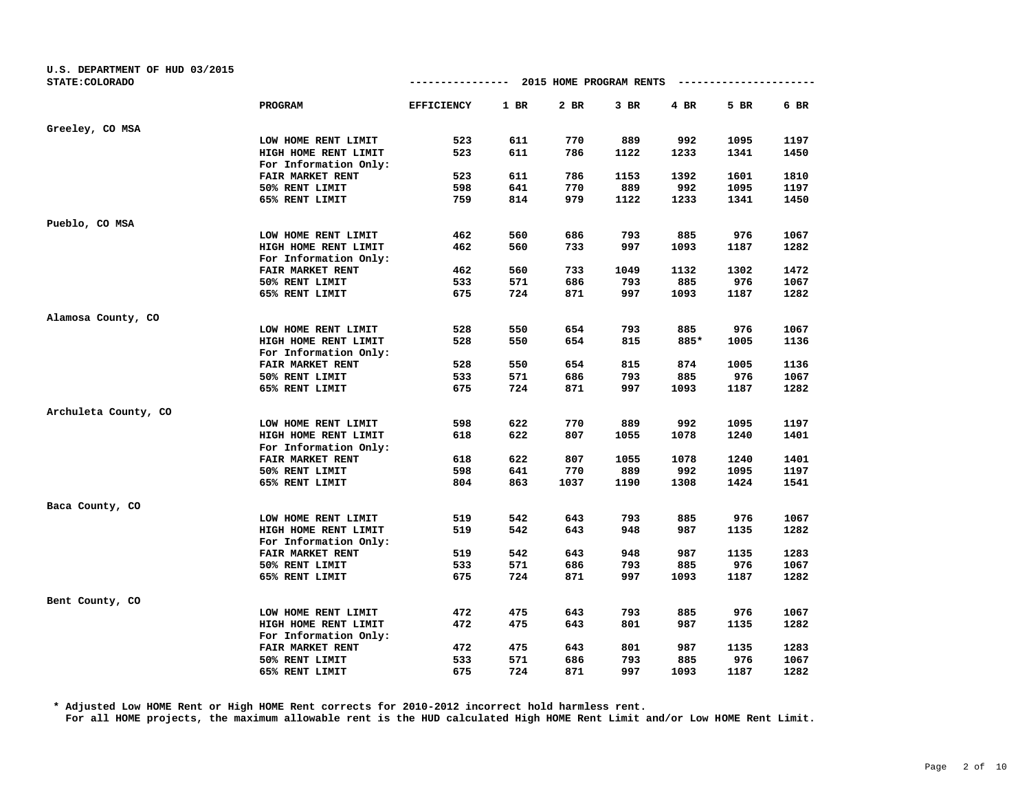U.S. DEPARTMENT OF HUD 03/2015
STATE:COLORADO

## 2015 HOME PROGRAM RENTS

| | PROGRAM | EFFICIENCY | 1 BR | 2 BR | 3 BR | 4 BR | 5 BR | 6 BR |
|---|---|---|---|---|---|---|---|---|
| Greeley, CO MSA | | | | | | | | |
| | LOW HOME RENT LIMIT | 523 | 611 | 770 | 889 | 992 | 1095 | 1197 |
| | HIGH HOME RENT LIMIT | 523 | 611 | 786 | 1122 | 1233 | 1341 | 1450 |
| | For Information Only: | | | | | | | |
| | FAIR MARKET RENT | 523 | 611 | 786 | 1153 | 1392 | 1601 | 1810 |
| | 50% RENT LIMIT | 598 | 641 | 770 | 889 | 992 | 1095 | 1197 |
| | 65% RENT LIMIT | 759 | 814 | 979 | 1122 | 1233 | 1341 | 1450 |
| Pueblo, CO MSA | | | | | | | | |
| | LOW HOME RENT LIMIT | 462 | 560 | 686 | 793 | 885 | 976 | 1067 |
| | HIGH HOME RENT LIMIT | 462 | 560 | 733 | 997 | 1093 | 1187 | 1282 |
| | For Information Only: | | | | | | | |
| | FAIR MARKET RENT | 462 | 560 | 733 | 1049 | 1132 | 1302 | 1472 |
| | 50% RENT LIMIT | 533 | 571 | 686 | 793 | 885 | 976 | 1067 |
| | 65% RENT LIMIT | 675 | 724 | 871 | 997 | 1093 | 1187 | 1282 |
| Alamosa County, CO | | | | | | | | |
| | LOW HOME RENT LIMIT | 528 | 550 | 654 | 793 | 885 | 976 | 1067 |
| | HIGH HOME RENT LIMIT | 528 | 550 | 654 | 815 | 885* | 1005 | 1136 |
| | For Information Only: | | | | | | | |
| | FAIR MARKET RENT | 528 | 550 | 654 | 815 | 874 | 1005 | 1136 |
| | 50% RENT LIMIT | 533 | 571 | 686 | 793 | 885 | 976 | 1067 |
| | 65% RENT LIMIT | 675 | 724 | 871 | 997 | 1093 | 1187 | 1282 |
| Archuleta County, CO | | | | | | | | |
| | LOW HOME RENT LIMIT | 598 | 622 | 770 | 889 | 992 | 1095 | 1197 |
| | HIGH HOME RENT LIMIT | 618 | 622 | 807 | 1055 | 1078 | 1240 | 1401 |
| | For Information Only: | | | | | | | |
| | FAIR MARKET RENT | 618 | 622 | 807 | 1055 | 1078 | 1240 | 1401 |
| | 50% RENT LIMIT | 598 | 641 | 770 | 889 | 992 | 1095 | 1197 |
| | 65% RENT LIMIT | 804 | 863 | 1037 | 1190 | 1308 | 1424 | 1541 |
| Baca County, CO | | | | | | | | |
| | LOW HOME RENT LIMIT | 519 | 542 | 643 | 793 | 885 | 976 | 1067 |
| | HIGH HOME RENT LIMIT | 519 | 542 | 643 | 948 | 987 | 1135 | 1282 |
| | For Information Only: | | | | | | | |
| | FAIR MARKET RENT | 519 | 542 | 643 | 948 | 987 | 1135 | 1283 |
| | 50% RENT LIMIT | 533 | 571 | 686 | 793 | 885 | 976 | 1067 |
| | 65% RENT LIMIT | 675 | 724 | 871 | 997 | 1093 | 1187 | 1282 |
| Bent County, CO | | | | | | | | |
| | LOW HOME RENT LIMIT | 472 | 475 | 643 | 793 | 885 | 976 | 1067 |
| | HIGH HOME RENT LIMIT | 472 | 475 | 643 | 801 | 987 | 1135 | 1282 |
| | For Information Only: | | | | | | | |
| | FAIR MARKET RENT | 472 | 475 | 643 | 801 | 987 | 1135 | 1283 |
| | 50% RENT LIMIT | 533 | 571 | 686 | 793 | 885 | 976 | 1067 |
| | 65% RENT LIMIT | 675 | 724 | 871 | 997 | 1093 | 1187 | 1282 |

* Adjusted Low HOME Rent or High HOME Rent corrects for 2010-2012 incorrect hold harmless rent.
For all HOME projects, the maximum allowable rent is the HUD calculated High HOME Rent Limit and/or Low HOME Rent Limit.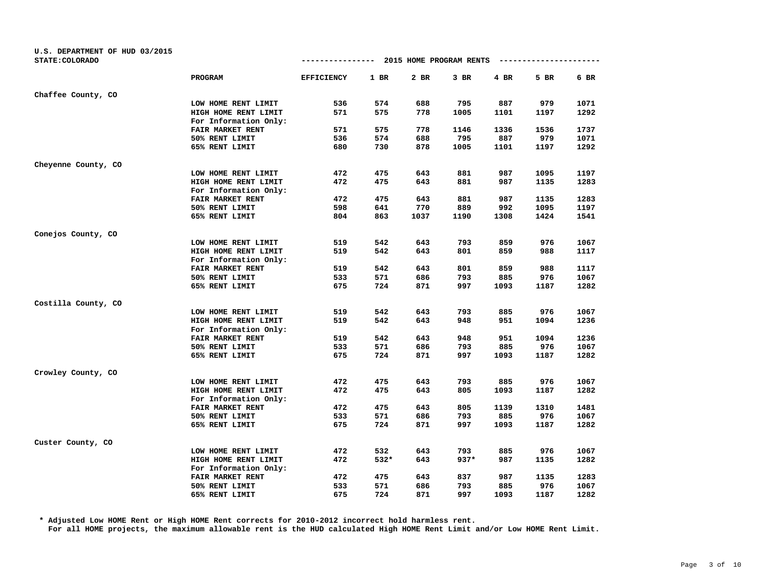U.S. DEPARTMENT OF HUD 03/2015
STATE:COLORADO

## 2015 HOME PROGRAM RENTS

| | PROGRAM | EFFICIENCY | 1 BR | 2 BR | 3 BR | 4 BR | 5 BR | 6 BR |
|---|---|---|---|---|---|---|---|---|
| Chaffee County, CO | | | | | | | | |
| | LOW HOME RENT LIMIT | 536 | 574 | 688 | 795 | 887 | 979 | 1071 |
| | HIGH HOME RENT LIMIT | 571 | 575 | 778 | 1005 | 1101 | 1197 | 1292 |
| | For Information Only: | | | | | | | |
| | FAIR MARKET RENT | 571 | 575 | 778 | 1146 | 1336 | 1536 | 1737 |
| | 50% RENT LIMIT | 536 | 574 | 688 | 795 | 887 | 979 | 1071 |
| | 65% RENT LIMIT | 680 | 730 | 878 | 1005 | 1101 | 1197 | 1292 |
| Cheyenne County, CO | | | | | | | | |
| | LOW HOME RENT LIMIT | 472 | 475 | 643 | 881 | 987 | 1095 | 1197 |
| | HIGH HOME RENT LIMIT | 472 | 475 | 643 | 881 | 987 | 1135 | 1283 |
| | For Information Only: | | | | | | | |
| | FAIR MARKET RENT | 472 | 475 | 643 | 881 | 987 | 1135 | 1283 |
| | 50% RENT LIMIT | 598 | 641 | 770 | 889 | 992 | 1095 | 1197 |
| | 65% RENT LIMIT | 804 | 863 | 1037 | 1190 | 1308 | 1424 | 1541 |
| Conejos County, CO | | | | | | | | |
| | LOW HOME RENT LIMIT | 519 | 542 | 643 | 793 | 859 | 976 | 1067 |
| | HIGH HOME RENT LIMIT | 519 | 542 | 643 | 801 | 859 | 988 | 1117 |
| | For Information Only: | | | | | | | |
| | FAIR MARKET RENT | 519 | 542 | 643 | 801 | 859 | 988 | 1117 |
| | 50% RENT LIMIT | 533 | 571 | 686 | 793 | 885 | 976 | 1067 |
| | 65% RENT LIMIT | 675 | 724 | 871 | 997 | 1093 | 1187 | 1282 |
| Costilla County, CO | | | | | | | | |
| | LOW HOME RENT LIMIT | 519 | 542 | 643 | 793 | 885 | 976 | 1067 |
| | HIGH HOME RENT LIMIT | 519 | 542 | 643 | 948 | 951 | 1094 | 1236 |
| | For Information Only: | | | | | | | |
| | FAIR MARKET RENT | 519 | 542 | 643 | 948 | 951 | 1094 | 1236 |
| | 50% RENT LIMIT | 533 | 571 | 686 | 793 | 885 | 976 | 1067 |
| | 65% RENT LIMIT | 675 | 724 | 871 | 997 | 1093 | 1187 | 1282 |
| Crowley County, CO | | | | | | | | |
| | LOW HOME RENT LIMIT | 472 | 475 | 643 | 793 | 885 | 976 | 1067 |
| | HIGH HOME RENT LIMIT | 472 | 475 | 643 | 805 | 1093 | 1187 | 1282 |
| | For Information Only: | | | | | | | |
| | FAIR MARKET RENT | 472 | 475 | 643 | 805 | 1139 | 1310 | 1481 |
| | 50% RENT LIMIT | 533 | 571 | 686 | 793 | 885 | 976 | 1067 |
| | 65% RENT LIMIT | 675 | 724 | 871 | 997 | 1093 | 1187 | 1282 |
| Custer County, CO | | | | | | | | |
| | LOW HOME RENT LIMIT | 472 | 532 | 643 | 793 | 885 | 976 | 1067 |
| | HIGH HOME RENT LIMIT | 472 | 532* | 643 | 937* | 987 | 1135 | 1282 |
| | For Information Only: | | | | | | | |
| | FAIR MARKET RENT | 472 | 475 | 643 | 837 | 987 | 1135 | 1283 |
| | 50% RENT LIMIT | 533 | 571 | 686 | 793 | 885 | 976 | 1067 |
| | 65% RENT LIMIT | 675 | 724 | 871 | 997 | 1093 | 1187 | 1282 |

* Adjusted Low HOME Rent or High HOME Rent corrects for 2010-2012 incorrect hold harmless rent.
For all HOME projects, the maximum allowable rent is the HUD calculated High HOME Rent Limit and/or Low HOME Rent Limit.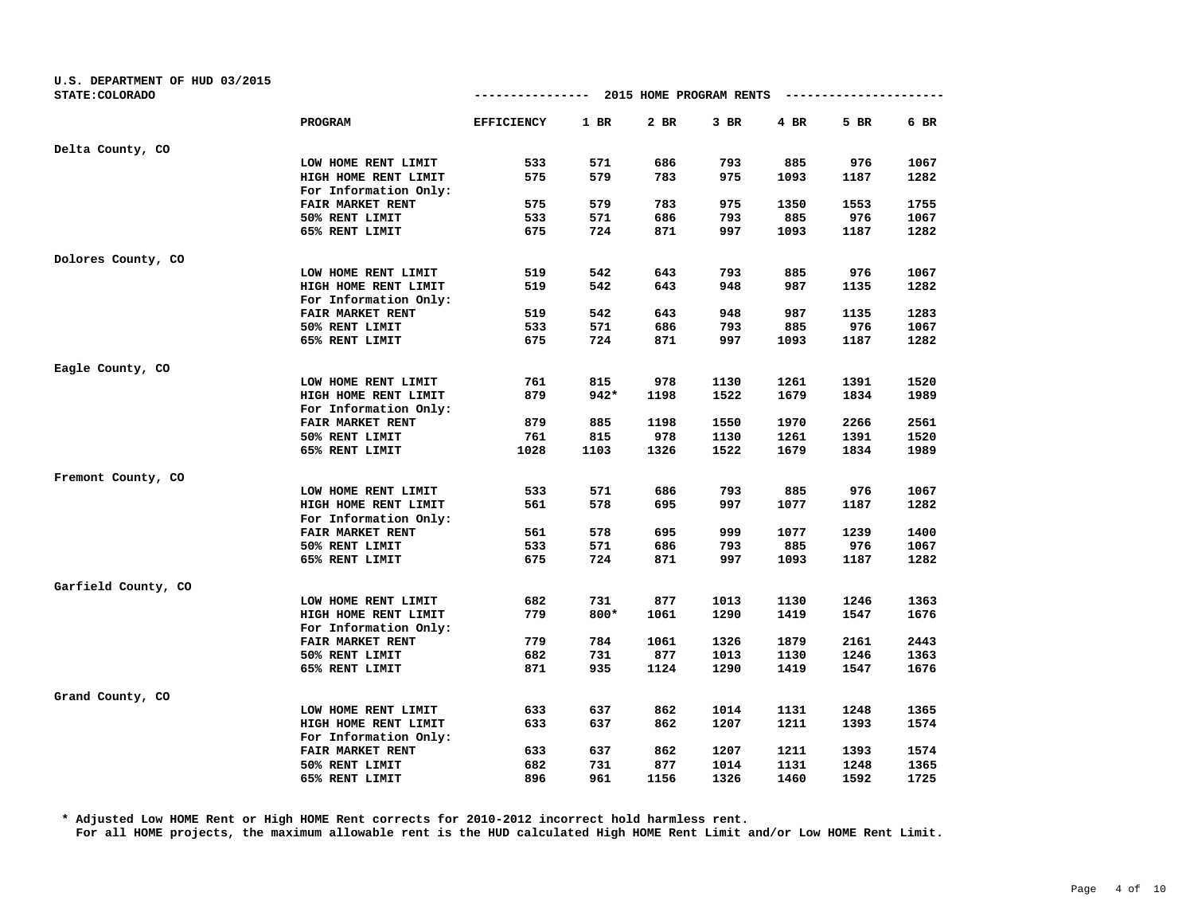U.S. DEPARTMENT OF HUD 03/2015
STATE:COLORADO

## 2015 HOME PROGRAM RENTS

| | PROGRAM | EFFICIENCY | 1 BR | 2 BR | 3 BR | 4 BR | 5 BR | 6 BR |
|---|---|---|---|---|---|---|---|---|
| Delta County, CO | | | | | | | | |
| | LOW HOME RENT LIMIT | 533 | 571 | 686 | 793 | 885 | 976 | 1067 |
| | HIGH HOME RENT LIMIT | 575 | 579 | 783 | 975 | 1093 | 1187 | 1282 |
| | For Information Only: | | | | | | | |
| | FAIR MARKET RENT | 575 | 579 | 783 | 975 | 1350 | 1553 | 1755 |
| | 50% RENT LIMIT | 533 | 571 | 686 | 793 | 885 | 976 | 1067 |
| | 65% RENT LIMIT | 675 | 724 | 871 | 997 | 1093 | 1187 | 1282 |
| Dolores County, CO | | | | | | | | |
| | LOW HOME RENT LIMIT | 519 | 542 | 643 | 793 | 885 | 976 | 1067 |
| | HIGH HOME RENT LIMIT | 519 | 542 | 643 | 948 | 987 | 1135 | 1282 |
| | For Information Only: | | | | | | | |
| | FAIR MARKET RENT | 519 | 542 | 643 | 948 | 987 | 1135 | 1283 |
| | 50% RENT LIMIT | 533 | 571 | 686 | 793 | 885 | 976 | 1067 |
| | 65% RENT LIMIT | 675 | 724 | 871 | 997 | 1093 | 1187 | 1282 |
| Eagle County, CO | | | | | | | | |
| | LOW HOME RENT LIMIT | 761 | 815 | 978 | 1130 | 1261 | 1391 | 1520 |
| | HIGH HOME RENT LIMIT | 879 | 942* | 1198 | 1522 | 1679 | 1834 | 1989 |
| | For Information Only: | | | | | | | |
| | FAIR MARKET RENT | 879 | 885 | 1198 | 1550 | 1970 | 2266 | 2561 |
| | 50% RENT LIMIT | 761 | 815 | 978 | 1130 | 1261 | 1391 | 1520 |
| | 65% RENT LIMIT | 1028 | 1103 | 1326 | 1522 | 1679 | 1834 | 1989 |
| Fremont County, CO | | | | | | | | |
| | LOW HOME RENT LIMIT | 533 | 571 | 686 | 793 | 885 | 976 | 1067 |
| | HIGH HOME RENT LIMIT | 561 | 578 | 695 | 997 | 1077 | 1187 | 1282 |
| | For Information Only: | | | | | | | |
| | FAIR MARKET RENT | 561 | 578 | 695 | 999 | 1077 | 1239 | 1400 |
| | 50% RENT LIMIT | 533 | 571 | 686 | 793 | 885 | 976 | 1067 |
| | 65% RENT LIMIT | 675 | 724 | 871 | 997 | 1093 | 1187 | 1282 |
| Garfield County, CO | | | | | | | | |
| | LOW HOME RENT LIMIT | 682 | 731 | 877 | 1013 | 1130 | 1246 | 1363 |
| | HIGH HOME RENT LIMIT | 779 | 800* | 1061 | 1290 | 1419 | 1547 | 1676 |
| | For Information Only: | | | | | | | |
| | FAIR MARKET RENT | 779 | 784 | 1061 | 1326 | 1879 | 2161 | 2443 |
| | 50% RENT LIMIT | 682 | 731 | 877 | 1013 | 1130 | 1246 | 1363 |
| | 65% RENT LIMIT | 871 | 935 | 1124 | 1290 | 1419 | 1547 | 1676 |
| Grand County, CO | | | | | | | | |
| | LOW HOME RENT LIMIT | 633 | 637 | 862 | 1014 | 1131 | 1248 | 1365 |
| | HIGH HOME RENT LIMIT | 633 | 637 | 862 | 1207 | 1211 | 1393 | 1574 |
| | For Information Only: | | | | | | | |
| | FAIR MARKET RENT | 633 | 637 | 862 | 1207 | 1211 | 1393 | 1574 |
| | 50% RENT LIMIT | 682 | 731 | 877 | 1014 | 1131 | 1248 | 1365 |
| | 65% RENT LIMIT | 896 | 961 | 1156 | 1326 | 1460 | 1592 | 1725 |

* Adjusted Low HOME Rent or High HOME Rent corrects for 2010-2012 incorrect hold harmless rent.
For all HOME projects, the maximum allowable rent is the HUD calculated High HOME Rent Limit and/or Low HOME Rent Limit.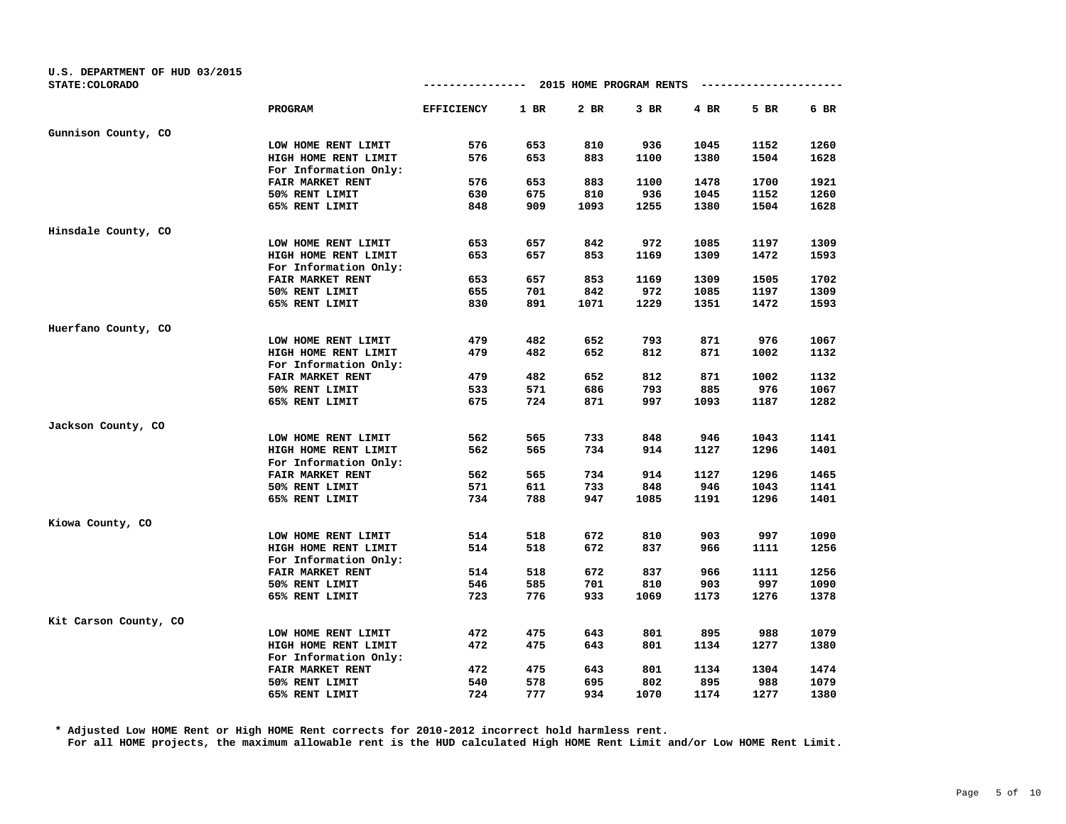U.S. DEPARTMENT OF HUD 03/2015
STATE:COLORADO

--------------- 2015 HOME PROGRAM RENTS ---------------------

| | PROGRAM | EFFICIENCY | 1 BR | 2 BR | 3 BR | 4 BR | 5 BR | 6 BR |
|---|---|---|---|---|---|---|---|---|
| Gunnison County, CO | | | | | | | | |
| | LOW HOME RENT LIMIT | 576 | 653 | 810 | 936 | 1045 | 1152 | 1260 |
| | HIGH HOME RENT LIMIT | 576 | 653 | 883 | 1100 | 1380 | 1504 | 1628 |
| | For Information Only: | | | | | | | |
| | FAIR MARKET RENT | 576 | 653 | 883 | 1100 | 1478 | 1700 | 1921 |
| | 50% RENT LIMIT | 630 | 675 | 810 | 936 | 1045 | 1152 | 1260 |
| | 65% RENT LIMIT | 848 | 909 | 1093 | 1255 | 1380 | 1504 | 1628 |
| Hinsdale County, CO | | | | | | | | |
| | LOW HOME RENT LIMIT | 653 | 657 | 842 | 972 | 1085 | 1197 | 1309 |
| | HIGH HOME RENT LIMIT | 653 | 657 | 853 | 1169 | 1309 | 1472 | 1593 |
| | For Information Only: | | | | | | | |
| | FAIR MARKET RENT | 653 | 657 | 853 | 1169 | 1309 | 1505 | 1702 |
| | 50% RENT LIMIT | 655 | 701 | 842 | 972 | 1085 | 1197 | 1309 |
| | 65% RENT LIMIT | 830 | 891 | 1071 | 1229 | 1351 | 1472 | 1593 |
| Huerfano County, CO | | | | | | | | |
| | LOW HOME RENT LIMIT | 479 | 482 | 652 | 793 | 871 | 976 | 1067 |
| | HIGH HOME RENT LIMIT | 479 | 482 | 652 | 812 | 871 | 1002 | 1132 |
| | For Information Only: | | | | | | | |
| | FAIR MARKET RENT | 479 | 482 | 652 | 812 | 871 | 1002 | 1132 |
| | 50% RENT LIMIT | 533 | 571 | 686 | 793 | 885 | 976 | 1067 |
| | 65% RENT LIMIT | 675 | 724 | 871 | 997 | 1093 | 1187 | 1282 |
| Jackson County, CO | | | | | | | | |
| | LOW HOME RENT LIMIT | 562 | 565 | 733 | 848 | 946 | 1043 | 1141 |
| | HIGH HOME RENT LIMIT | 562 | 565 | 734 | 914 | 1127 | 1296 | 1401 |
| | For Information Only: | | | | | | | |
| | FAIR MARKET RENT | 562 | 565 | 734 | 914 | 1127 | 1296 | 1465 |
| | 50% RENT LIMIT | 571 | 611 | 733 | 848 | 946 | 1043 | 1141 |
| | 65% RENT LIMIT | 734 | 788 | 947 | 1085 | 1191 | 1296 | 1401 |
| Kiowa County, CO | | | | | | | | |
| | LOW HOME RENT LIMIT | 514 | 518 | 672 | 810 | 903 | 997 | 1090 |
| | HIGH HOME RENT LIMIT | 514 | 518 | 672 | 837 | 966 | 1111 | 1256 |
| | For Information Only: | | | | | | | |
| | FAIR MARKET RENT | 514 | 518 | 672 | 837 | 966 | 1111 | 1256 |
| | 50% RENT LIMIT | 546 | 585 | 701 | 810 | 903 | 997 | 1090 |
| | 65% RENT LIMIT | 723 | 776 | 933 | 1069 | 1173 | 1276 | 1378 |
| Kit Carson County, CO | | | | | | | | |
| | LOW HOME RENT LIMIT | 472 | 475 | 643 | 801 | 895 | 988 | 1079 |
| | HIGH HOME RENT LIMIT | 472 | 475 | 643 | 801 | 1134 | 1277 | 1380 |
| | For Information Only: | | | | | | | |
| | FAIR MARKET RENT | 472 | 475 | 643 | 801 | 1134 | 1304 | 1474 |
| | 50% RENT LIMIT | 540 | 578 | 695 | 802 | 895 | 988 | 1079 |
| | 65% RENT LIMIT | 724 | 777 | 934 | 1070 | 1174 | 1277 | 1380 |

* Adjusted Low HOME Rent or High HOME Rent corrects for 2010-2012 incorrect hold harmless rent.
For all HOME projects, the maximum allowable rent is the HUD calculated High HOME Rent Limit and/or Low HOME Rent Limit.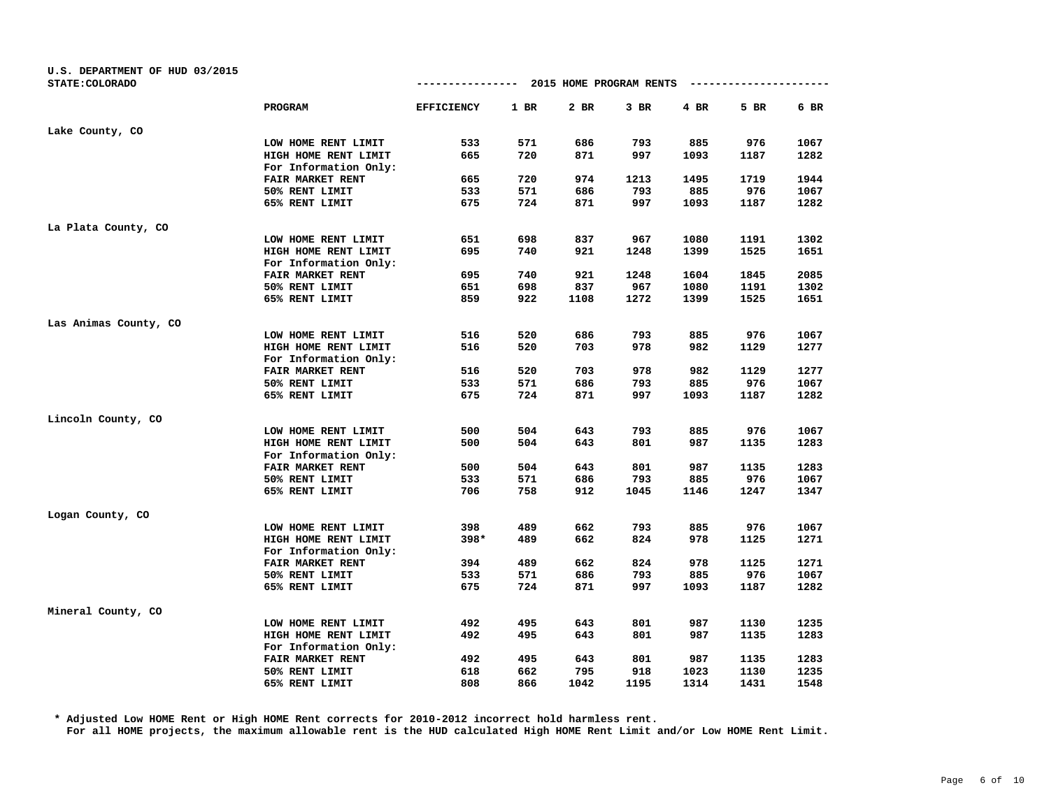U.S. DEPARTMENT OF HUD 03/2015
STATE:COLORADO

2015 HOME PROGRAM RENTS

| | PROGRAM | EFFICIENCY | 1 BR | 2 BR | 3 BR | 4 BR | 5 BR | 6 BR |
|---|---|---|---|---|---|---|---|---|
| Lake County, CO | | | | | | | | |
| | LOW HOME RENT LIMIT | 533 | 571 | 686 | 793 | 885 | 976 | 1067 |
| | HIGH HOME RENT LIMIT | 665 | 720 | 871 | 997 | 1093 | 1187 | 1282 |
| | For Information Only: | | | | | | | |
| | FAIR MARKET RENT | 665 | 720 | 974 | 1213 | 1495 | 1719 | 1944 |
| | 50% RENT LIMIT | 533 | 571 | 686 | 793 | 885 | 976 | 1067 |
| | 65% RENT LIMIT | 675 | 724 | 871 | 997 | 1093 | 1187 | 1282 |
| La Plata County, CO | | | | | | | | |
| | LOW HOME RENT LIMIT | 651 | 698 | 837 | 967 | 1080 | 1191 | 1302 |
| | HIGH HOME RENT LIMIT | 695 | 740 | 921 | 1248 | 1399 | 1525 | 1651 |
| | For Information Only: | | | | | | | |
| | FAIR MARKET RENT | 695 | 740 | 921 | 1248 | 1604 | 1845 | 2085 |
| | 50% RENT LIMIT | 651 | 698 | 837 | 967 | 1080 | 1191 | 1302 |
| | 65% RENT LIMIT | 859 | 922 | 1108 | 1272 | 1399 | 1525 | 1651 |
| Las Animas County, CO | | | | | | | | |
| | LOW HOME RENT LIMIT | 516 | 520 | 686 | 793 | 885 | 976 | 1067 |
| | HIGH HOME RENT LIMIT | 516 | 520 | 703 | 978 | 982 | 1129 | 1277 |
| | For Information Only: | | | | | | | |
| | FAIR MARKET RENT | 516 | 520 | 703 | 978 | 982 | 1129 | 1277 |
| | 50% RENT LIMIT | 533 | 571 | 686 | 793 | 885 | 976 | 1067 |
| | 65% RENT LIMIT | 675 | 724 | 871 | 997 | 1093 | 1187 | 1282 |
| Lincoln County, CO | | | | | | | | |
| | LOW HOME RENT LIMIT | 500 | 504 | 643 | 793 | 885 | 976 | 1067 |
| | HIGH HOME RENT LIMIT | 500 | 504 | 643 | 801 | 987 | 1135 | 1283 |
| | For Information Only: | | | | | | | |
| | FAIR MARKET RENT | 500 | 504 | 643 | 801 | 987 | 1135 | 1283 |
| | 50% RENT LIMIT | 533 | 571 | 686 | 793 | 885 | 976 | 1067 |
| | 65% RENT LIMIT | 706 | 758 | 912 | 1045 | 1146 | 1247 | 1347 |
| Logan County, CO | | | | | | | | |
| | LOW HOME RENT LIMIT | 398 | 489 | 662 | 793 | 885 | 976 | 1067 |
| | HIGH HOME RENT LIMIT | 398* | 489 | 662 | 824 | 978 | 1125 | 1271 |
| | For Information Only: | | | | | | | |
| | FAIR MARKET RENT | 394 | 489 | 662 | 824 | 978 | 1125 | 1271 |
| | 50% RENT LIMIT | 533 | 571 | 686 | 793 | 885 | 976 | 1067 |
| | 65% RENT LIMIT | 675 | 724 | 871 | 997 | 1093 | 1187 | 1282 |
| Mineral County, CO | | | | | | | | |
| | LOW HOME RENT LIMIT | 492 | 495 | 643 | 801 | 987 | 1130 | 1235 |
| | HIGH HOME RENT LIMIT | 492 | 495 | 643 | 801 | 987 | 1135 | 1283 |
| | For Information Only: | | | | | | | |
| | FAIR MARKET RENT | 492 | 495 | 643 | 801 | 987 | 1135 | 1283 |
| | 50% RENT LIMIT | 618 | 662 | 795 | 918 | 1023 | 1130 | 1235 |
| | 65% RENT LIMIT | 808 | 866 | 1042 | 1195 | 1314 | 1431 | 1548 |

* Adjusted Low HOME Rent or High HOME Rent corrects for 2010-2012 incorrect hold harmless rent.
For all HOME projects, the maximum allowable rent is the HUD calculated High HOME Rent Limit and/or Low HOME Rent Limit.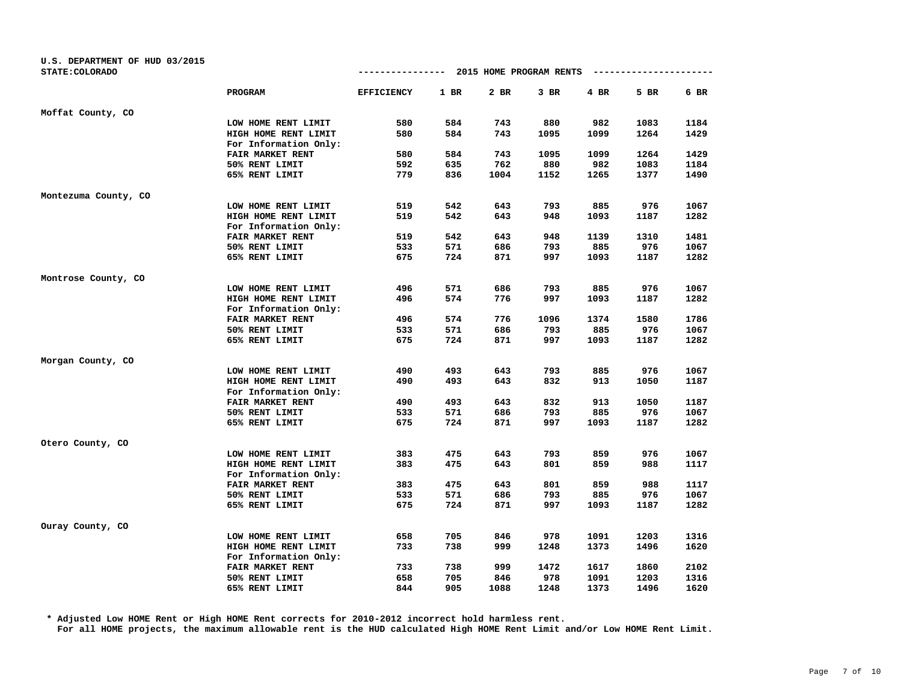U.S. DEPARTMENT OF HUD 03/2015
STATE:COLORADO

2015 HOME PROGRAM RENTS

| | PROGRAM | EFFICIENCY | 1 BR | 2 BR | 3 BR | 4 BR | 5 BR | 6 BR |
|---|---|---|---|---|---|---|---|---|
| Moffat County, CO | | | | | | | | |
| | LOW HOME RENT LIMIT | 580 | 584 | 743 | 880 | 982 | 1083 | 1184 |
| | HIGH HOME RENT LIMIT | 580 | 584 | 743 | 1095 | 1099 | 1264 | 1429 |
| | For Information Only: | | | | | | | |
| | FAIR MARKET RENT | 580 | 584 | 743 | 1095 | 1099 | 1264 | 1429 |
| | 50% RENT LIMIT | 592 | 635 | 762 | 880 | 982 | 1083 | 1184 |
| | 65% RENT LIMIT | 779 | 836 | 1004 | 1152 | 1265 | 1377 | 1490 |
| Montezuma County, CO | | | | | | | | |
| | LOW HOME RENT LIMIT | 519 | 542 | 643 | 793 | 885 | 976 | 1067 |
| | HIGH HOME RENT LIMIT | 519 | 542 | 643 | 948 | 1093 | 1187 | 1282 |
| | For Information Only: | | | | | | | |
| | FAIR MARKET RENT | 519 | 542 | 643 | 948 | 1139 | 1310 | 1481 |
| | 50% RENT LIMIT | 533 | 571 | 686 | 793 | 885 | 976 | 1067 |
| | 65% RENT LIMIT | 675 | 724 | 871 | 997 | 1093 | 1187 | 1282 |
| Montrose County, CO | | | | | | | | |
| | LOW HOME RENT LIMIT | 496 | 571 | 686 | 793 | 885 | 976 | 1067 |
| | HIGH HOME RENT LIMIT | 496 | 574 | 776 | 997 | 1093 | 1187 | 1282 |
| | For Information Only: | | | | | | | |
| | FAIR MARKET RENT | 496 | 574 | 776 | 1096 | 1374 | 1580 | 1786 |
| | 50% RENT LIMIT | 533 | 571 | 686 | 793 | 885 | 976 | 1067 |
| | 65% RENT LIMIT | 675 | 724 | 871 | 997 | 1093 | 1187 | 1282 |
| Morgan County, CO | | | | | | | | |
| | LOW HOME RENT LIMIT | 490 | 493 | 643 | 793 | 885 | 976 | 1067 |
| | HIGH HOME RENT LIMIT | 490 | 493 | 643 | 832 | 913 | 1050 | 1187 |
| | For Information Only: | | | | | | | |
| | FAIR MARKET RENT | 490 | 493 | 643 | 832 | 913 | 1050 | 1187 |
| | 50% RENT LIMIT | 533 | 571 | 686 | 793 | 885 | 976 | 1067 |
| | 65% RENT LIMIT | 675 | 724 | 871 | 997 | 1093 | 1187 | 1282 |
| Otero County, CO | | | | | | | | |
| | LOW HOME RENT LIMIT | 383 | 475 | 643 | 793 | 859 | 976 | 1067 |
| | HIGH HOME RENT LIMIT | 383 | 475 | 643 | 801 | 859 | 988 | 1117 |
| | For Information Only: | | | | | | | |
| | FAIR MARKET RENT | 383 | 475 | 643 | 801 | 859 | 988 | 1117 |
| | 50% RENT LIMIT | 533 | 571 | 686 | 793 | 885 | 976 | 1067 |
| | 65% RENT LIMIT | 675 | 724 | 871 | 997 | 1093 | 1187 | 1282 |
| Ouray County, CO | | | | | | | | |
| | LOW HOME RENT LIMIT | 658 | 705 | 846 | 978 | 1091 | 1203 | 1316 |
| | HIGH HOME RENT LIMIT | 733 | 738 | 999 | 1248 | 1373 | 1496 | 1620 |
| | For Information Only: | | | | | | | |
| | FAIR MARKET RENT | 733 | 738 | 999 | 1472 | 1617 | 1860 | 2102 |
| | 50% RENT LIMIT | 658 | 705 | 846 | 978 | 1091 | 1203 | 1316 |
| | 65% RENT LIMIT | 844 | 905 | 1088 | 1248 | 1373 | 1496 | 1620 |

* Adjusted Low HOME Rent or High HOME Rent corrects for 2010-2012 incorrect hold harmless rent.
For all HOME projects, the maximum allowable rent is the HUD calculated High HOME Rent Limit and/or Low HOME Rent Limit.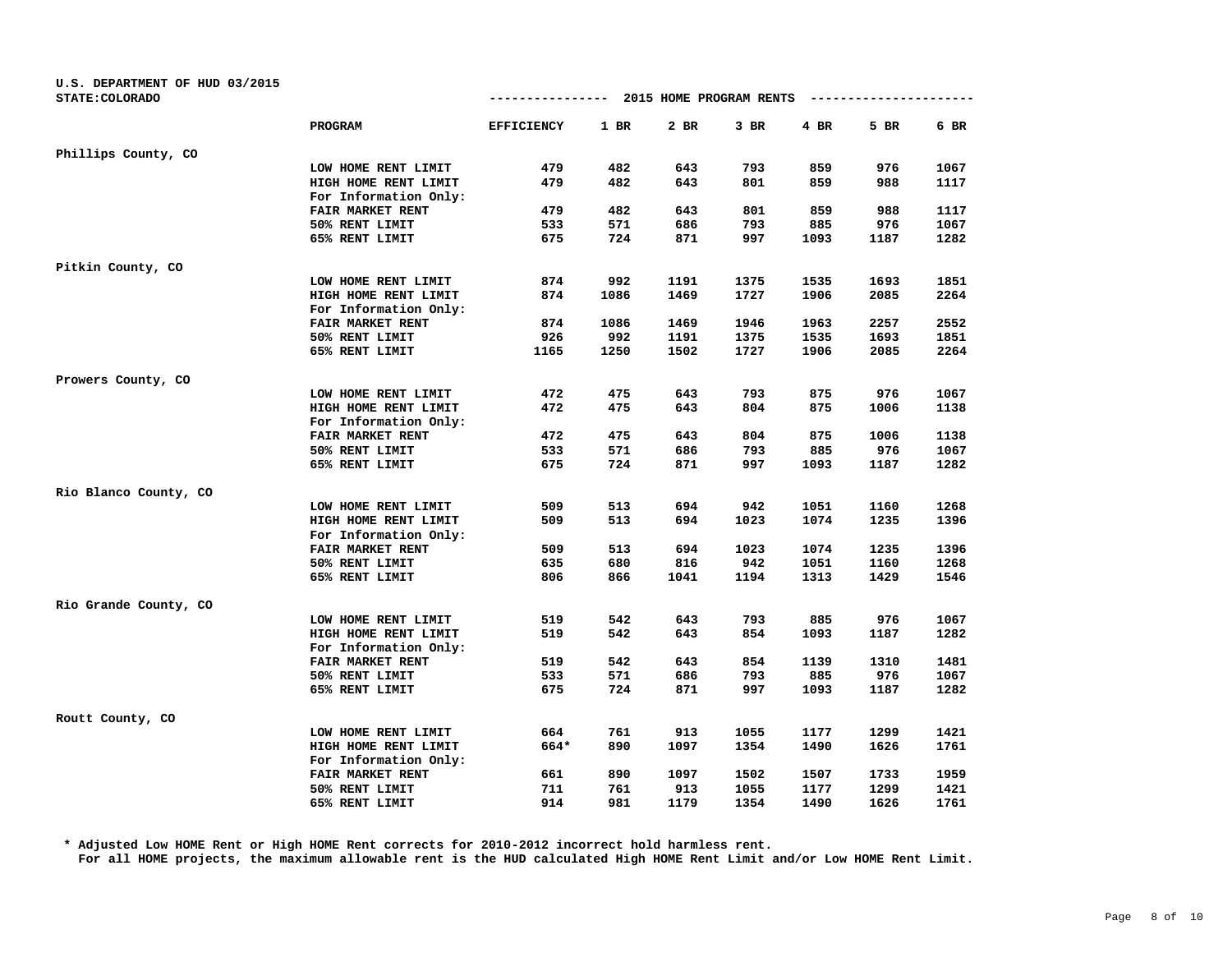U.S. DEPARTMENT OF HUD 03/2015
STATE:COLORADO

## 2015 HOME PROGRAM RENTS

| | PROGRAM | EFFICIENCY | 1 BR | 2 BR | 3 BR | 4 BR | 5 BR | 6 BR |
|---|---|---|---|---|---|---|---|---|
| Phillips County, CO | | | | | | | | |
| | LOW HOME RENT LIMIT | 479 | 482 | 643 | 793 | 859 | 976 | 1067 |
| | HIGH HOME RENT LIMIT | 479 | 482 | 643 | 801 | 859 | 988 | 1117 |
| | For Information Only: | | | | | | | |
| | FAIR MARKET RENT | 479 | 482 | 643 | 801 | 859 | 988 | 1117 |
| | 50% RENT LIMIT | 533 | 571 | 686 | 793 | 885 | 976 | 1067 |
| | 65% RENT LIMIT | 675 | 724 | 871 | 997 | 1093 | 1187 | 1282 |
| Pitkin County, CO | | | | | | | | |
| | LOW HOME RENT LIMIT | 874 | 992 | 1191 | 1375 | 1535 | 1693 | 1851 |
| | HIGH HOME RENT LIMIT | 874 | 1086 | 1469 | 1727 | 1906 | 2085 | 2264 |
| | For Information Only: | | | | | | | |
| | FAIR MARKET RENT | 874 | 1086 | 1469 | 1946 | 1963 | 2257 | 2552 |
| | 50% RENT LIMIT | 926 | 992 | 1191 | 1375 | 1535 | 1693 | 1851 |
| | 65% RENT LIMIT | 1165 | 1250 | 1502 | 1727 | 1906 | 2085 | 2264 |
| Prowers County, CO | | | | | | | | |
| | LOW HOME RENT LIMIT | 472 | 475 | 643 | 793 | 875 | 976 | 1067 |
| | HIGH HOME RENT LIMIT | 472 | 475 | 643 | 804 | 875 | 1006 | 1138 |
| | For Information Only: | | | | | | | |
| | FAIR MARKET RENT | 472 | 475 | 643 | 804 | 875 | 1006 | 1138 |
| | 50% RENT LIMIT | 533 | 571 | 686 | 793 | 885 | 976 | 1067 |
| | 65% RENT LIMIT | 675 | 724 | 871 | 997 | 1093 | 1187 | 1282 |
| Rio Blanco County, CO | | | | | | | | |
| | LOW HOME RENT LIMIT | 509 | 513 | 694 | 942 | 1051 | 1160 | 1268 |
| | HIGH HOME RENT LIMIT | 509 | 513 | 694 | 1023 | 1074 | 1235 | 1396 |
| | For Information Only: | | | | | | | |
| | FAIR MARKET RENT | 509 | 513 | 694 | 1023 | 1074 | 1235 | 1396 |
| | 50% RENT LIMIT | 635 | 680 | 816 | 942 | 1051 | 1160 | 1268 |
| | 65% RENT LIMIT | 806 | 866 | 1041 | 1194 | 1313 | 1429 | 1546 |
| Rio Grande County, CO | | | | | | | | |
| | LOW HOME RENT LIMIT | 519 | 542 | 643 | 793 | 885 | 976 | 1067 |
| | HIGH HOME RENT LIMIT | 519 | 542 | 643 | 854 | 1093 | 1187 | 1282 |
| | For Information Only: | | | | | | | |
| | FAIR MARKET RENT | 519 | 542 | 643 | 854 | 1139 | 1310 | 1481 |
| | 50% RENT LIMIT | 533 | 571 | 686 | 793 | 885 | 976 | 1067 |
| | 65% RENT LIMIT | 675 | 724 | 871 | 997 | 1093 | 1187 | 1282 |
| Routt County, CO | | | | | | | | |
| | LOW HOME RENT LIMIT | 664 | 761 | 913 | 1055 | 1177 | 1299 | 1421 |
| | HIGH HOME RENT LIMIT | 664* | 890 | 1097 | 1354 | 1490 | 1626 | 1761 |
| | For Information Only: | | | | | | | |
| | FAIR MARKET RENT | 661 | 890 | 1097 | 1502 | 1507 | 1733 | 1959 |
| | 50% RENT LIMIT | 711 | 761 | 913 | 1055 | 1177 | 1299 | 1421 |
| | 65% RENT LIMIT | 914 | 981 | 1179 | 1354 | 1490 | 1626 | 1761 |

\* Adjusted Low HOME Rent or High HOME Rent corrects for 2010-2012 incorrect hold harmless rent.
For all HOME projects, the maximum allowable rent is the HUD calculated High HOME Rent Limit and/or Low HOME Rent Limit.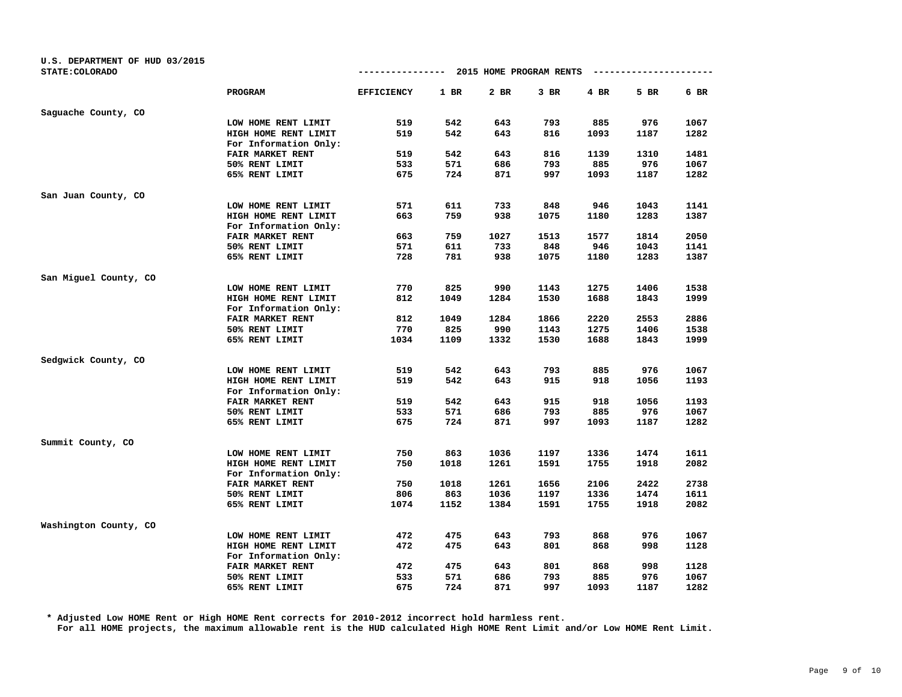U.S. DEPARTMENT OF HUD 03/2015
STATE:COLORADO

## 2015 HOME PROGRAM RENTS

| | PROGRAM | EFFICIENCY | 1 BR | 2 BR | 3 BR | 4 BR | 5 BR | 6 BR |
|---|---|---|---|---|---|---|---|---|
| Saguache County, CO | | | | | | | | |
| | LOW HOME RENT LIMIT | 519 | 542 | 643 | 793 | 885 | 976 | 1067 |
| | HIGH HOME RENT LIMIT | 519 | 542 | 643 | 816 | 1093 | 1187 | 1282 |
| | For Information Only: | | | | | | | |
| | FAIR MARKET RENT | 519 | 542 | 643 | 816 | 1139 | 1310 | 1481 |
| | 50% RENT LIMIT | 533 | 571 | 686 | 793 | 885 | 976 | 1067 |
| | 65% RENT LIMIT | 675 | 724 | 871 | 997 | 1093 | 1187 | 1282 |
| San Juan County, CO | | | | | | | | |
| | LOW HOME RENT LIMIT | 571 | 611 | 733 | 848 | 946 | 1043 | 1141 |
| | HIGH HOME RENT LIMIT | 663 | 759 | 938 | 1075 | 1180 | 1283 | 1387 |
| | For Information Only: | | | | | | | |
| | FAIR MARKET RENT | 663 | 759 | 1027 | 1513 | 1577 | 1814 | 2050 |
| | 50% RENT LIMIT | 571 | 611 | 733 | 848 | 946 | 1043 | 1141 |
| | 65% RENT LIMIT | 728 | 781 | 938 | 1075 | 1180 | 1283 | 1387 |
| San Miguel County, CO | | | | | | | | |
| | LOW HOME RENT LIMIT | 770 | 825 | 990 | 1143 | 1275 | 1406 | 1538 |
| | HIGH HOME RENT LIMIT | 812 | 1049 | 1284 | 1530 | 1688 | 1843 | 1999 |
| | For Information Only: | | | | | | | |
| | FAIR MARKET RENT | 812 | 1049 | 1284 | 1866 | 2220 | 2553 | 2886 |
| | 50% RENT LIMIT | 770 | 825 | 990 | 1143 | 1275 | 1406 | 1538 |
| | 65% RENT LIMIT | 1034 | 1109 | 1332 | 1530 | 1688 | 1843 | 1999 |
| Sedgwick County, CO | | | | | | | | |
| | LOW HOME RENT LIMIT | 519 | 542 | 643 | 793 | 885 | 976 | 1067 |
| | HIGH HOME RENT LIMIT | 519 | 542 | 643 | 915 | 918 | 1056 | 1193 |
| | For Information Only: | | | | | | | |
| | FAIR MARKET RENT | 519 | 542 | 643 | 915 | 918 | 1056 | 1193 |
| | 50% RENT LIMIT | 533 | 571 | 686 | 793 | 885 | 976 | 1067 |
| | 65% RENT LIMIT | 675 | 724 | 871 | 997 | 1093 | 1187 | 1282 |
| Summit County, CO | | | | | | | | |
| | LOW HOME RENT LIMIT | 750 | 863 | 1036 | 1197 | 1336 | 1474 | 1611 |
| | HIGH HOME RENT LIMIT | 750 | 1018 | 1261 | 1591 | 1755 | 1918 | 2082 |
| | For Information Only: | | | | | | | |
| | FAIR MARKET RENT | 750 | 1018 | 1261 | 1656 | 2106 | 2422 | 2738 |
| | 50% RENT LIMIT | 806 | 863 | 1036 | 1197 | 1336 | 1474 | 1611 |
| | 65% RENT LIMIT | 1074 | 1152 | 1384 | 1591 | 1755 | 1918 | 2082 |
| Washington County, CO | | | | | | | | |
| | LOW HOME RENT LIMIT | 472 | 475 | 643 | 793 | 868 | 976 | 1067 |
| | HIGH HOME RENT LIMIT | 472 | 475 | 643 | 801 | 868 | 998 | 1128 |
| | For Information Only: | | | | | | | |
| | FAIR MARKET RENT | 472 | 475 | 643 | 801 | 868 | 998 | 1128 |
| | 50% RENT LIMIT | 533 | 571 | 686 | 793 | 885 | 976 | 1067 |
| | 65% RENT LIMIT | 675 | 724 | 871 | 997 | 1093 | 1187 | 1282 |

\* Adjusted Low HOME Rent or High HOME Rent corrects for 2010-2012 incorrect hold harmless rent.
For all HOME projects, the maximum allowable rent is the HUD calculated High HOME Rent Limit and/or Low HOME Rent Limit.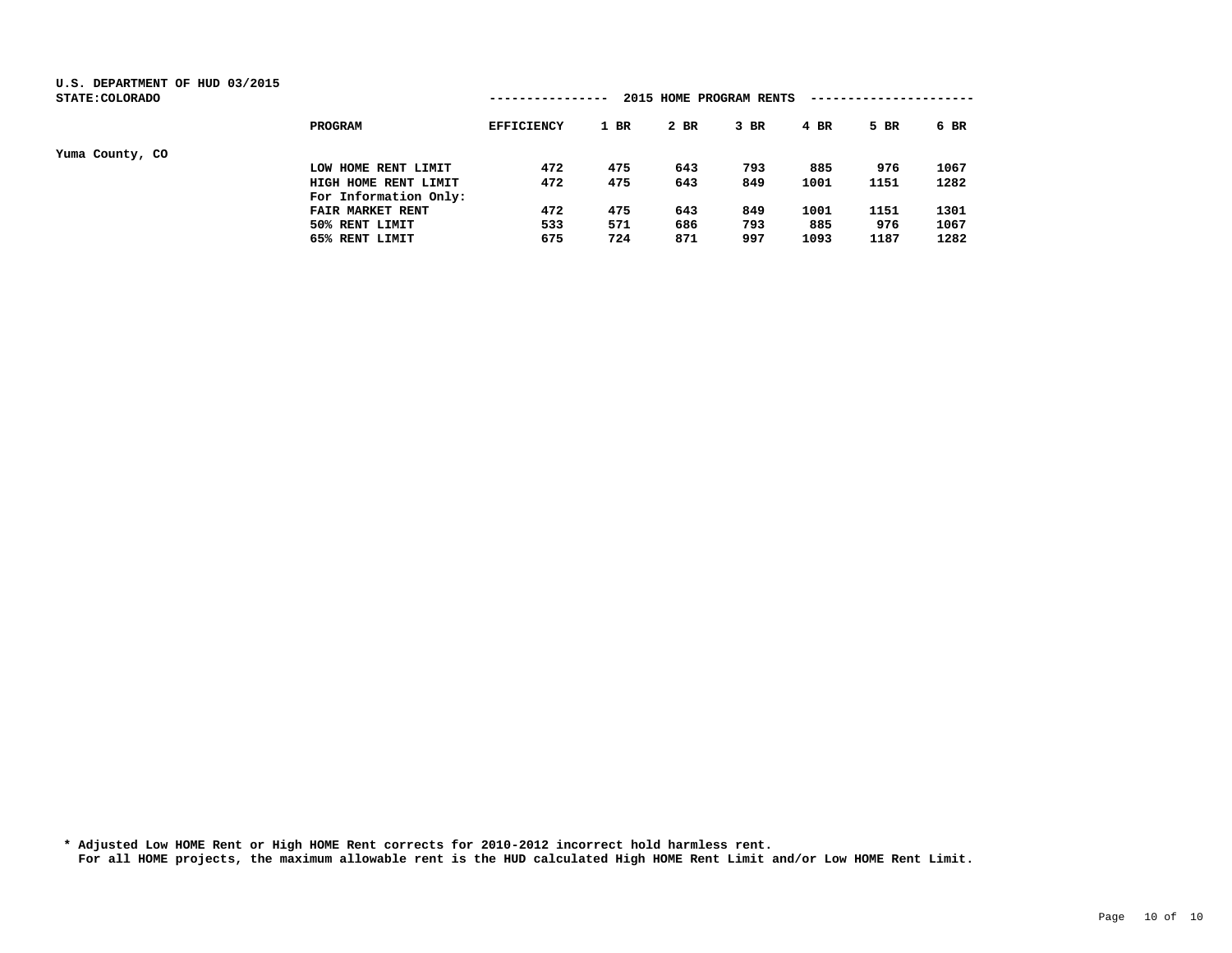U.S. DEPARTMENT OF HUD 03/2015
STATE:COLORADO

2015 HOME PROGRAM RENTS

| | PROGRAM | EFFICIENCY | 1 BR | 2 BR | 3 BR | 4 BR | 5 BR | 6 BR |
|---|---|---|---|---|---|---|---|---|
| Yuma County, CO | | | | | | | | |
| | LOW HOME RENT LIMIT | 472 | 475 | 643 | 793 | 885 | 976 | 1067 |
| | HIGH HOME RENT LIMIT | 472 | 475 | 643 | 849 | 1001 | 1151 | 1282 |
| | For Information Only: | | | | | | | |
| | FAIR MARKET RENT | 472 | 475 | 643 | 849 | 1001 | 1151 | 1301 |
| | 50% RENT LIMIT | 533 | 571 | 686 | 793 | 885 | 976 | 1067 |
| | 65% RENT LIMIT | 675 | 724 | 871 | 997 | 1093 | 1187 | 1282 |

* Adjusted Low HOME Rent or High HOME Rent corrects for 2010-2012 incorrect hold harmless rent.
For all HOME projects, the maximum allowable rent is the HUD calculated High HOME Rent Limit and/or Low HOME Rent Limit.